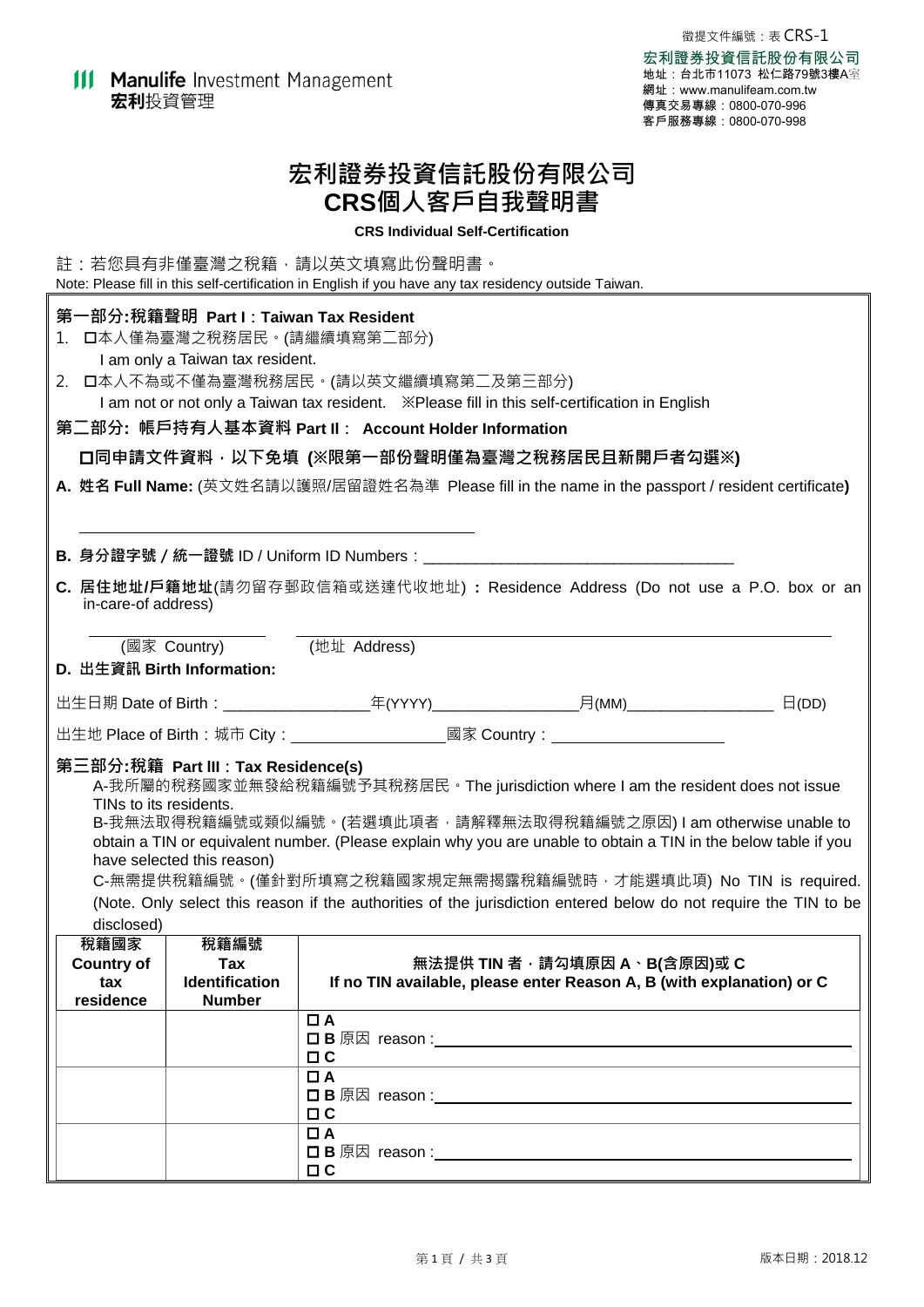徵提文件編號：表 CRS-1

**宏利證券投資信託股份有限公司**
地址：台北市11073 松仁路79號3樓A室
網址：www.manulifeam.com.tw
傳真交易專線：0800-070-996
客戶服務專線：0800-070-998

Manulife Investment Management
宏利投資管理

# 宏利證券投資信託股份有限公司
# CRS個人客戶自我聲明書

**CRS Individual Self-Certification**

註：若您具有非僅臺灣之稅籍，請以英文填寫此份聲明書。
Note: Please fill in this self-certification in English if you have any tax residency outside Taiwan.

## 第一部分:稅籍聲明 Part I：Taiwan Tax Resident

1. ☐本人僅為臺灣之稅務居民。(請繼續填寫第二部分)
   I am only a Taiwan tax resident.
2. ☐本人不為或不僅為臺灣稅務居民。(請以英文繼續填寫第二及第三部分)
   I am not or not only a Taiwan tax resident. ※Please fill in this self-certification in English

## 第二部分: 帳戶持有人基本資料 Part II： Account Holder Information

**☐同申請文件資料，以下免填 (※限第一部份聲明僅為臺灣之稅務居民且新開戶者勾選※)**

**A. 姓名 Full Name:** (英文姓名請以護照/居留證姓名為準 Please fill in the name in the passport / resident certificate**)**

______________________________________

**B. 身分證字號 / 統一證號** ID / Uniform ID Numbers：____________________________________

**C. 居住地址/戶籍地址**(請勿留存郵政信箱或送達代收地址)**：**Residence Address (Do not use a P.O. box or an in-care-of address)

__________________ (國家 Country)　__________________________________________ (地址 Address)

**D. 出生資訊 Birth Information:**

出生日期 Date of Birth：_________________年(YYYY)_________________月(MM)_________________ 日(DD)

出生地 Place of Birth：城市 City：___________________國家 Country：____________________

## 第三部分:稅籍 Part III：Tax Residence(s)

A-我所屬的稅務國家並無發給稅籍編號予其稅務居民。The jurisdiction where I am the resident does not issue TINs to its residents.

B-我無法取得稅籍編號或類似編號。(若選填此項者，請解釋無法取得稅籍編號之原因) I am otherwise unable to obtain a TIN or equivalent number. (Please explain why you are unable to obtain a TIN in the below table if you have selected this reason)

C-無需提供稅籍編號。(僅針對所填寫之稅籍國家規定無需揭露稅籍編號時，才能選填此項) No TIN is required. (Note. Only select this reason if the authorities of the jurisdiction entered below do not require the TIN to be disclosed)

| 稅籍國家 Country of tax residence | 稅籍編號 Tax Identification Number | 無法提供 TIN 者，請勾填原因 A、B(含原因)或 C If no TIN available, please enter Reason A, B (with explanation) or C |
|---|---|---|
| | | ☐ A<br>☐ B 原因 reason :____________<br>☐ C |
| | | ☐ A<br>☐ B 原因 reason :____________<br>☐ C |
| | | ☐ A<br>☐ B 原因 reason :____________<br>☐ C |

版本日期：2018.12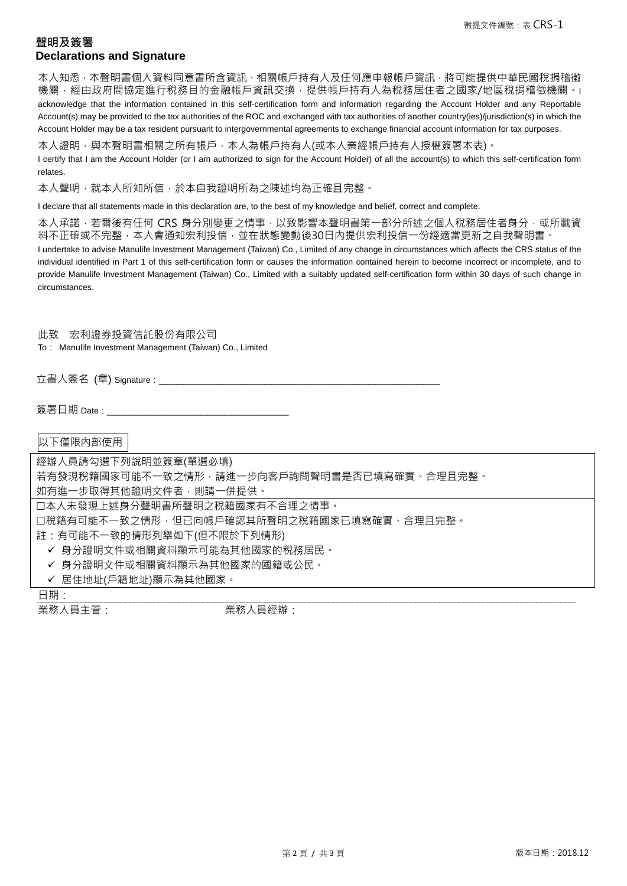徵提文件編號：表 CRS-1

## 聲明及簽署
## Declarations and Signature

本人知悉，本聲明書個人資料同意書所含資訊、相關帳戶持有人及任何應申報帳戶資訊，將可能提供中華民國稅捐稽徵機關，經由政府間協定進行稅務目的金融帳戶資訊交換，提供帳戶持有人為稅務居住者之國家/地區稅捐稽徵機關。I acknowledge that the information contained in this self-certification form and information regarding the Account Holder and any Reportable Account(s) may be provided to the tax authorities of the ROC and exchanged with tax authorities of another country(ies)/jurisdiction(s) in which the Account Holder may be a tax resident pursuant to intergovernmental agreements to exchange financial account information for tax purposes.

本人證明，與本聲明書相關之所有帳戶，本人為帳戶持有人(或本人業經帳戶持有人授權簽署本表)。

I certify that I am the Account Holder (or I am authorized to sign for the Account Holder) of all the account(s) to which this self-certification form relates.

本人聲明，就本人所知所信，於本自我證明所為之陳述均為正確且完整。

I declare that all statements made in this declaration are, to the best of my knowledge and belief, correct and complete.

本人承諾，若爾後有任何 CRS 身分別變更之情事，以致影響本聲明書第一部分所述之個人稅務居住者身分，或所載資料不正確或不完整，本人會通知宏利投信，並在狀態變動後30日內提供宏利投信一份經適當更新之自我聲明書。

I undertake to advise Manulife Investment Management (Taiwan) Co., Limited of any change in circumstances which affects the CRS status of the individual identified in Part 1 of this self-certification form or causes the information contained herein to become incorrect or incomplete, and to provide Manulife Investment Management (Taiwan) Co., Limited with a suitably updated self-certification form within 30 days of such change in circumstances.

此致　宏利證券投資信託股份有限公司
To： Manulife Investment Management (Taiwan) Co., Limited

立書人簽名 (章) Signature：_______________________________________________

簽署日期 Date：________________________________

以下僅限內部使用

經辦人員請勾選下列說明並簽章(單選必填)
若有發現稅籍國家可能不一致之情形，請進一步向客戶詢問聲明書是否已填寫確實、合理且完整。
如有進一步取得其他證明文件者，則請一併提供。

☐本人未發現上述身分聲明書所聲明之稅籍國家有不合理之情事。
☐稅籍有可能不一致之情形，但已向帳戶確認其所聲明之稅籍國家已填寫確實、合理且完整。
註：有可能不一致的情形列舉如下(但不限於下列情形)
- ✓ 身分證明文件或相關資料顯示可能為其他國家的稅務居民。
- ✓ 身分證明文件或相關資料顯示為其他國家的國籍或公民。
- ✓ 居住地址(戶籍地址)顯示為其他國家。

日期：

業務人員主管：　　　　　　　　業務人員經辦：

版本日期：2018.12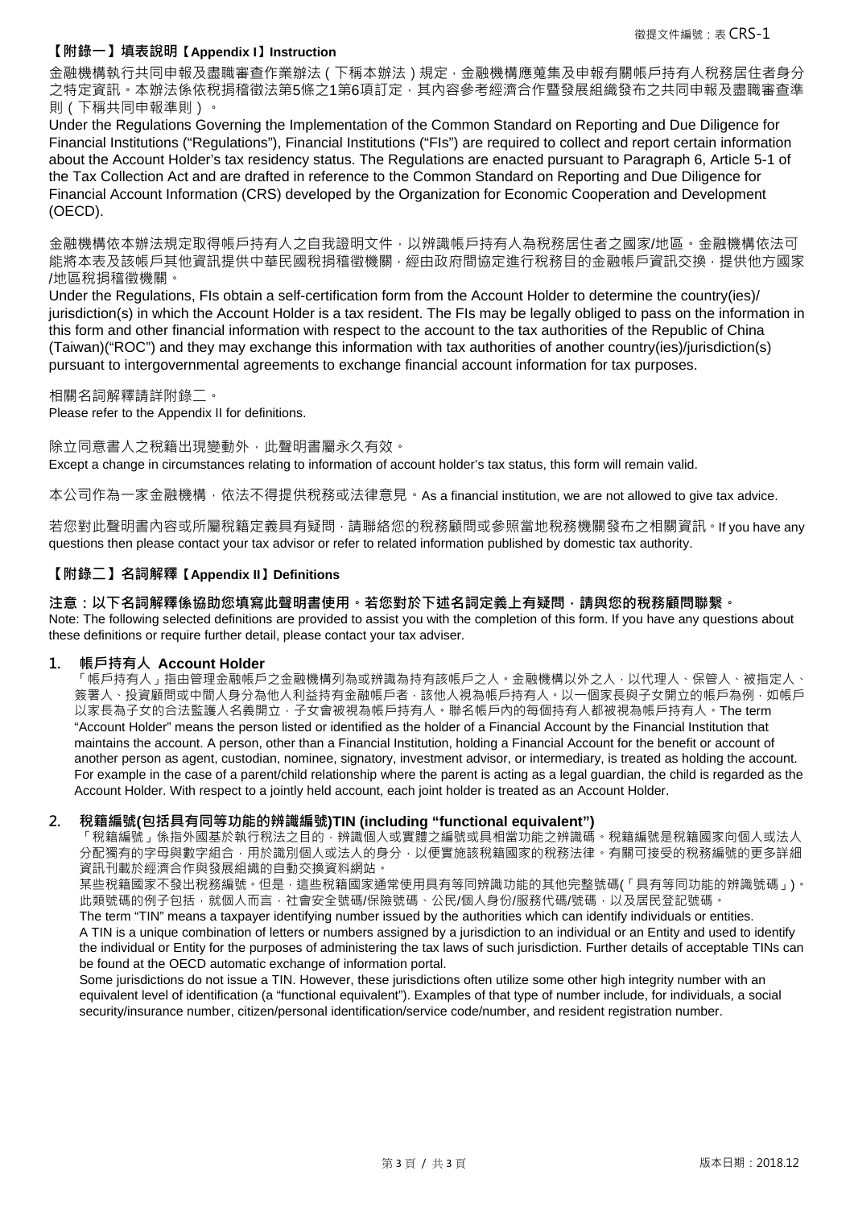## 【附錄一】填表說明【Appendix I】Instruction

金融機構執行共同申報及盡職審查作業辦法（下稱本辦法）規定，金融機構應蒐集及申報有關帳戶持有人稅務居住者身分之特定資訊。本辦法係依稅捐稽徵法第5條之1第6項訂定，其內容參考經濟合作暨發展組織發布之共同申報及盡職審查準則（下稱共同申報準則）。

Under the Regulations Governing the Implementation of the Common Standard on Reporting and Due Diligence for Financial Institutions ("Regulations"), Financial Institutions ("FIs") are required to collect and report certain information about the Account Holder's tax residency status. The Regulations are enacted pursuant to Paragraph 6, Article 5-1 of the Tax Collection Act and are drafted in reference to the Common Standard on Reporting and Due Diligence for Financial Account Information (CRS) developed by the Organization for Economic Cooperation and Development (OECD).

金融機構依本辦法規定取得帳戶持有人之自我證明文件，以辨識帳戶持有人為稅務居住者之國家/地區。金融機構依法可能將本表及該帳戶其他資訊提供中華民國稅捐稽徵機關，經由政府間協定進行稅務目的金融帳戶資訊交換，提供他方國家/地區稅捐稽徵機關。

Under the Regulations, FIs obtain a self-certification form from the Account Holder to determine the country(ies)/ jurisdiction(s) in which the Account Holder is a tax resident. The FIs may be legally obliged to pass on the information in this form and other financial information with respect to the account to the tax authorities of the Republic of China (Taiwan)("ROC") and they may exchange this information with tax authorities of another country(ies)/jurisdiction(s) pursuant to intergovernmental agreements to exchange financial account information for tax purposes.

相關名詞解釋請詳附錄二。
Please refer to the Appendix II for definitions.

除立同意書人之稅籍出現變動外，此聲明書屬永久有效。
Except a change in circumstances relating to information of account holder's tax status, this form will remain valid.

本公司作為一家金融機構，依法不得提供稅務或法律意見。As a financial institution, we are not allowed to give tax advice.

若您對此聲明書內容或所屬稅籍定義具有疑問，請聯絡您的稅務顧問或參照當地稅務機關發布之相關資訊。If you have any questions then please contact your tax advisor or refer to related information published by domestic tax authority.

## 【附錄二】名詞解釋【Appendix II】Definitions

**注意：以下名詞解釋係協助您填寫此聲明書使用。若您對於下述名詞定義上有疑問，請與您的稅務顧問聯繫。**
Note: The following selected definitions are provided to assist you with the completion of this form. If you have any questions about these definitions or require further detail, please contact your tax adviser.

### 1. 帳戶持有人 Account Holder

「帳戶持有人」指由管理金融帳戶之金融機構列為或辨識為持有該帳戶之人。金融機構以外之人，以代理人、保管人、被指定人、簽署人、投資顧問或中間人身分為他人利益持有金融帳戶者，該他人視為帳戶持有人。以一個家長與子女開立的帳戶為例，如帳戶以家長為子女的合法監護人名義開立，子女會被視為帳戶持有人。聯名帳戶內的每個持有人都被視為帳戶持有人。The term "Account Holder" means the person listed or identified as the holder of a Financial Account by the Financial Institution that maintains the account. A person, other than a Financial Institution, holding a Financial Account for the benefit or account of another person as agent, custodian, nominee, signatory, investment advisor, or intermediary, is treated as holding the account. For example in the case of a parent/child relationship where the parent is acting as a legal guardian, the child is regarded as the Account Holder. With respect to a jointly held account, each joint holder is treated as an Account Holder.

### 2. 稅籍編號(包括具有同等功能的辨識編號)TIN (including "functional equivalent")

「稅籍編號」係指外國基於執行稅法之目的，辨識個人或實體之編號或具相當功能之辨識碼。稅籍編號是稅籍國家向個人或法人分配獨有的字母與數字組合，用於識別個人或法人的身分，以便實施該稅籍國家的稅務法律。有關可接受的稅務編號的更多詳細資訊刊載於經濟合作與發展組織的自動交換資料網站。

某些稅籍國家不發出稅務編號。但是，這些稅籍國家通常使用具有同等辨識功能的其他完整號碼(「具有等同功能的辨識號碼」)。此類號碼的例子包括，就個人而言，社會安全號碼/保險號碼、公民/個人身份/服務代碼/號碼，以及居民登記號碼。

The term "TIN" means a taxpayer identifying number issued by the authorities which can identify individuals or entities.
A TIN is a unique combination of letters or numbers assigned by a jurisdiction to an individual or an Entity and used to identify the individual or Entity for the purposes of administering the tax laws of such jurisdiction. Further details of acceptable TINs can be found at the OECD automatic exchange of information portal.
Some jurisdictions do not issue a TIN. However, these jurisdictions often utilize some other high integrity number with an equivalent level of identification (a "functional equivalent"). Examples of that type of number include, for individuals, a social security/insurance number, citizen/personal identification/service code/number, and resident registration number.